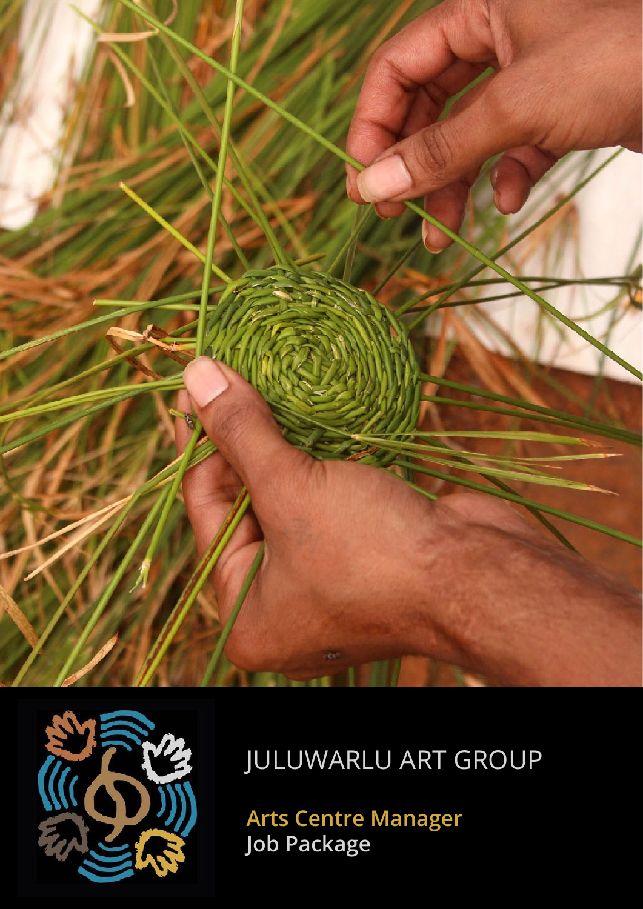# JULUWARLU ART GROUP

## Arts Centre Manager

**Job Package**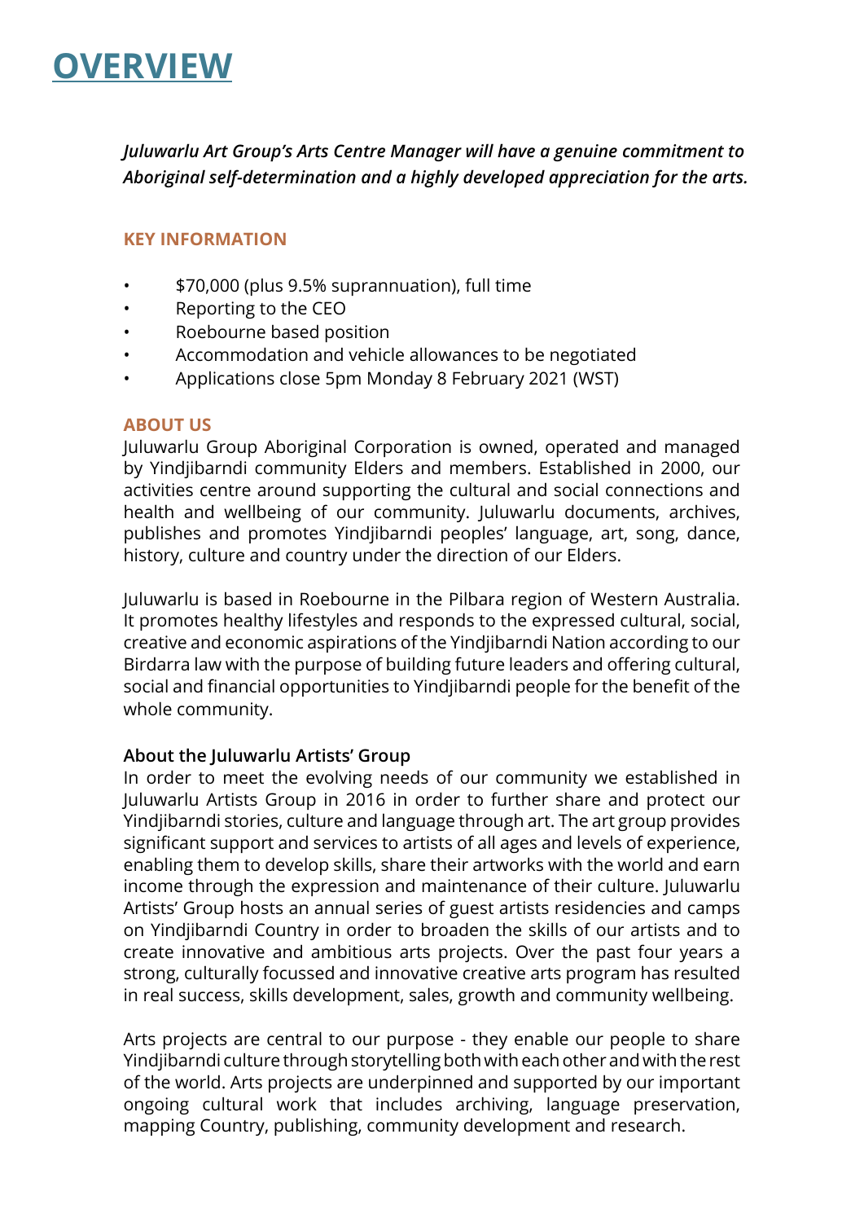# OVERVIEW

***Juluwarlu Art Group's Arts Centre Manager will have a genuine commitment to Aboriginal self-determination and a highly developed appreciation for the arts.***

### KEY INFORMATION

- $70,000 (plus 9.5% suprannuation), full time
- Reporting to the CEO
- Roebourne based position
- Accommodation and vehicle allowances to be negotiated
- Applications close 5pm Monday 8 February 2021 (WST)

### ABOUT US

Juluwarlu Group Aboriginal Corporation is owned, operated and managed by Yindjibarndi community Elders and members. Established in 2000, our activities centre around supporting the cultural and social connections and health and wellbeing of our community. Juluwarlu documents, archives, publishes and promotes Yindjibarndi peoples' language, art, song, dance, history, culture and country under the direction of our Elders.

Juluwarlu is based in Roebourne in the Pilbara region of Western Australia. It promotes healthy lifestyles and responds to the expressed cultural, social, creative and economic aspirations of the Yindjibarndi Nation according to our Birdarra law with the purpose of building future leaders and offering cultural, social and financial opportunities to Yindjibarndi people for the benefit of the whole community.

**About the Juluwarlu Artists' Group**

In order to meet the evolving needs of our community we established in Juluwarlu Artists Group in 2016 in order to further share and protect our Yindjibarndi stories, culture and language through art. The art group provides significant support and services to artists of all ages and levels of experience, enabling them to develop skills, share their artworks with the world and earn income through the expression and maintenance of their culture. Juluwarlu Artists' Group hosts an annual series of guest artists residencies and camps on Yindjibarndi Country in order to broaden the skills of our artists and to create innovative and ambitious arts projects. Over the past four years a strong, culturally focussed and innovative creative arts program has resulted in real success, skills development, sales, growth and community wellbeing.

Arts projects are central to our purpose - they enable our people to share Yindjibarndi culture through storytelling both with each other and with the rest of the world. Arts projects are underpinned and supported by our important ongoing cultural work that includes archiving, language preservation, mapping Country, publishing, community development and research.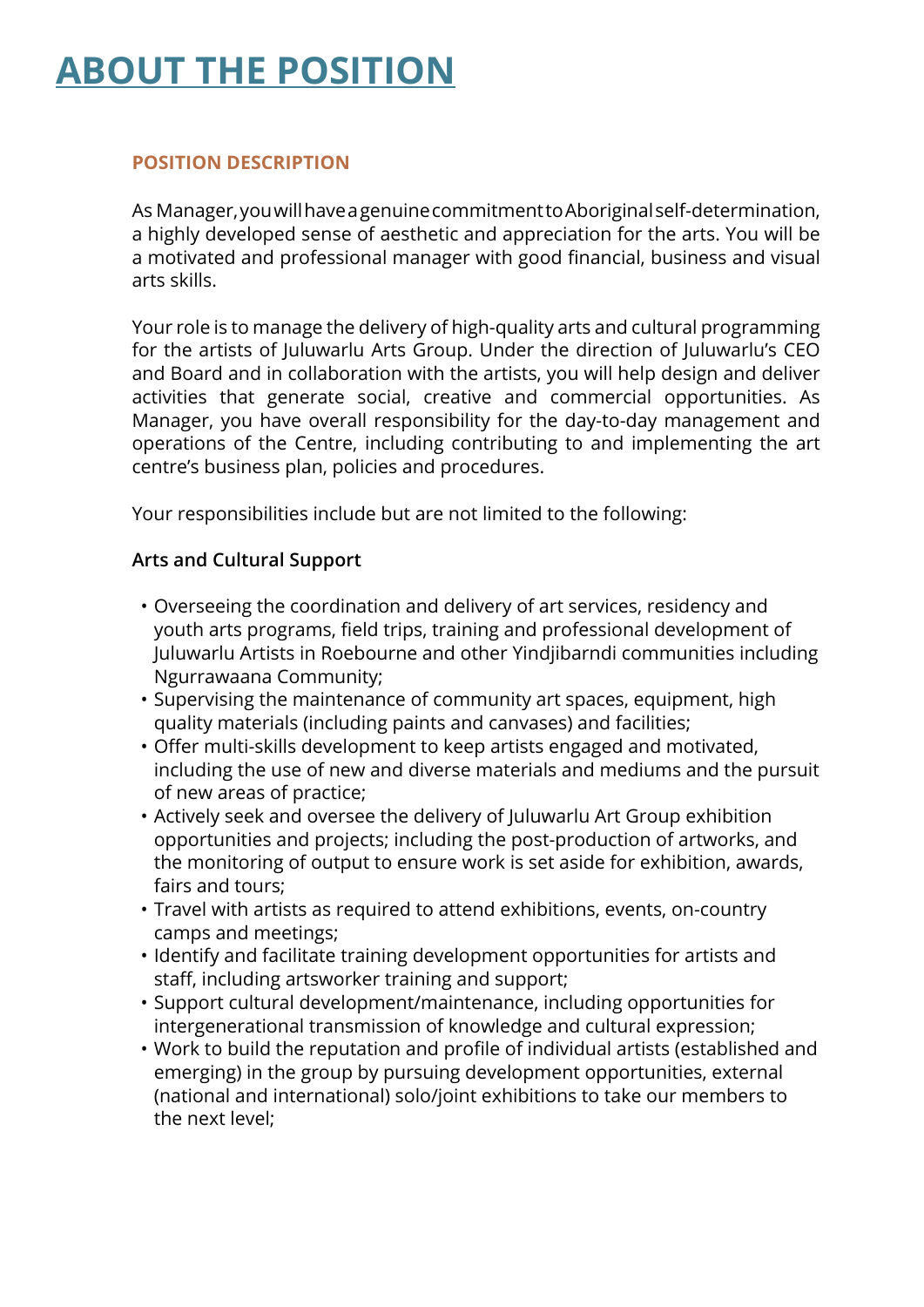# ABOUT THE POSITION

### POSITION DESCRIPTION

As Manager, you will have a genuine commitment to Aboriginal self-determination, a highly developed sense of aesthetic and appreciation for the arts. You will be a motivated and professional manager with good financial, business and visual arts skills.

Your role is to manage the delivery of high-quality arts and cultural programming for the artists of Juluwarlu Arts Group. Under the direction of Juluwarlu's CEO and Board and in collaboration with the artists, you will help design and deliver activities that generate social, creative and commercial opportunities. As Manager, you have overall responsibility for the day-to-day management and operations of the Centre, including contributing to and implementing the art centre's business plan, policies and procedures.

Your responsibilities include but are not limited to the following:

**Arts and Cultural Support**

- Overseeing the coordination and delivery of art services, residency and youth arts programs, field trips, training and professional development of Juluwarlu Artists in Roebourne and other Yindjibarndi communities including Ngurrawaana Community;
- Supervising the maintenance of community art spaces, equipment, high quality materials (including paints and canvases) and facilities;
- Offer multi-skills development to keep artists engaged and motivated, including the use of new and diverse materials and mediums and the pursuit of new areas of practice;
- Actively seek and oversee the delivery of Juluwarlu Art Group exhibition opportunities and projects; including the post-production of artworks, and the monitoring of output to ensure work is set aside for exhibition, awards, fairs and tours;
- Travel with artists as required to attend exhibitions, events, on-country camps and meetings;
- Identify and facilitate training development opportunities for artists and staff, including artsworker training and support;
- Support cultural development/maintenance, including opportunities for intergenerational transmission of knowledge and cultural expression;
- Work to build the reputation and profile of individual artists (established and emerging) in the group by pursuing development opportunities, external (national and international) solo/joint exhibitions to take our members to the next level;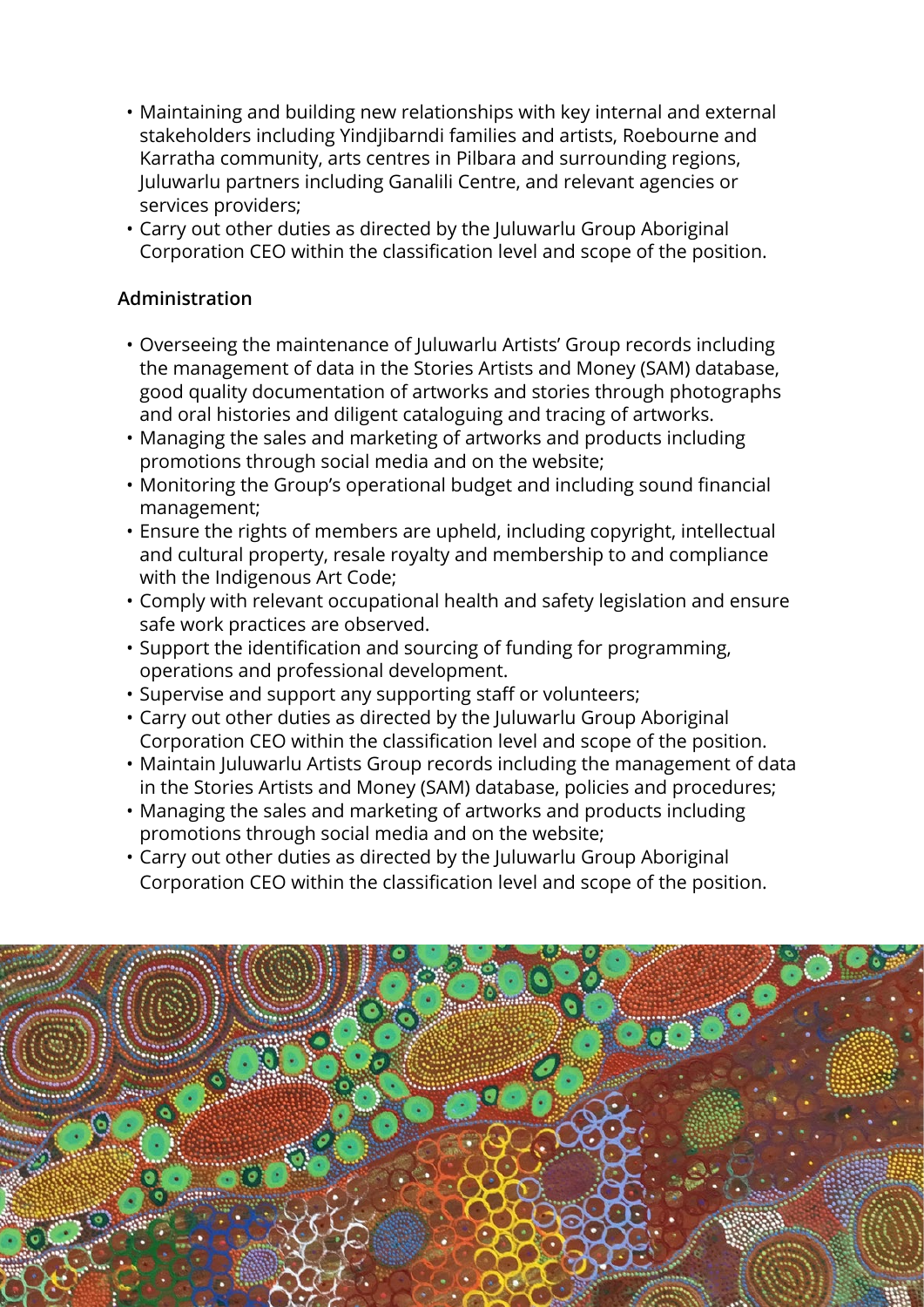- Maintaining and building new relationships with key internal and external stakeholders including Yindjibarndi families and artists, Roebourne and Karratha community, arts centres in Pilbara and surrounding regions, Juluwarlu partners including Ganalili Centre, and relevant agencies or services providers;
- Carry out other duties as directed by the Juluwarlu Group Aboriginal Corporation CEO within the classification level and scope of the position.

### Administration

- Overseeing the maintenance of Juluwarlu Artists' Group records including the management of data in the Stories Artists and Money (SAM) database, good quality documentation of artworks and stories through photographs and oral histories and diligent cataloguing and tracing of artworks.
- Managing the sales and marketing of artworks and products including promotions through social media and on the website;
- Monitoring the Group's operational budget and including sound financial management;
- Ensure the rights of members are upheld, including copyright, intellectual and cultural property, resale royalty and membership to and compliance with the Indigenous Art Code;
- Comply with relevant occupational health and safety legislation and ensure safe work practices are observed.
- Support the identification and sourcing of funding for programming, operations and professional development.
- Supervise and support any supporting staff or volunteers;
- Carry out other duties as directed by the Juluwarlu Group Aboriginal Corporation CEO within the classification level and scope of the position.
- Maintain Juluwarlu Artists Group records including the management of data in the Stories Artists and Money (SAM) database, policies and procedures;
- Managing the sales and marketing of artworks and products including promotions through social media and on the website;
- Carry out other duties as directed by the Juluwarlu Group Aboriginal Corporation CEO within the classification level and scope of the position.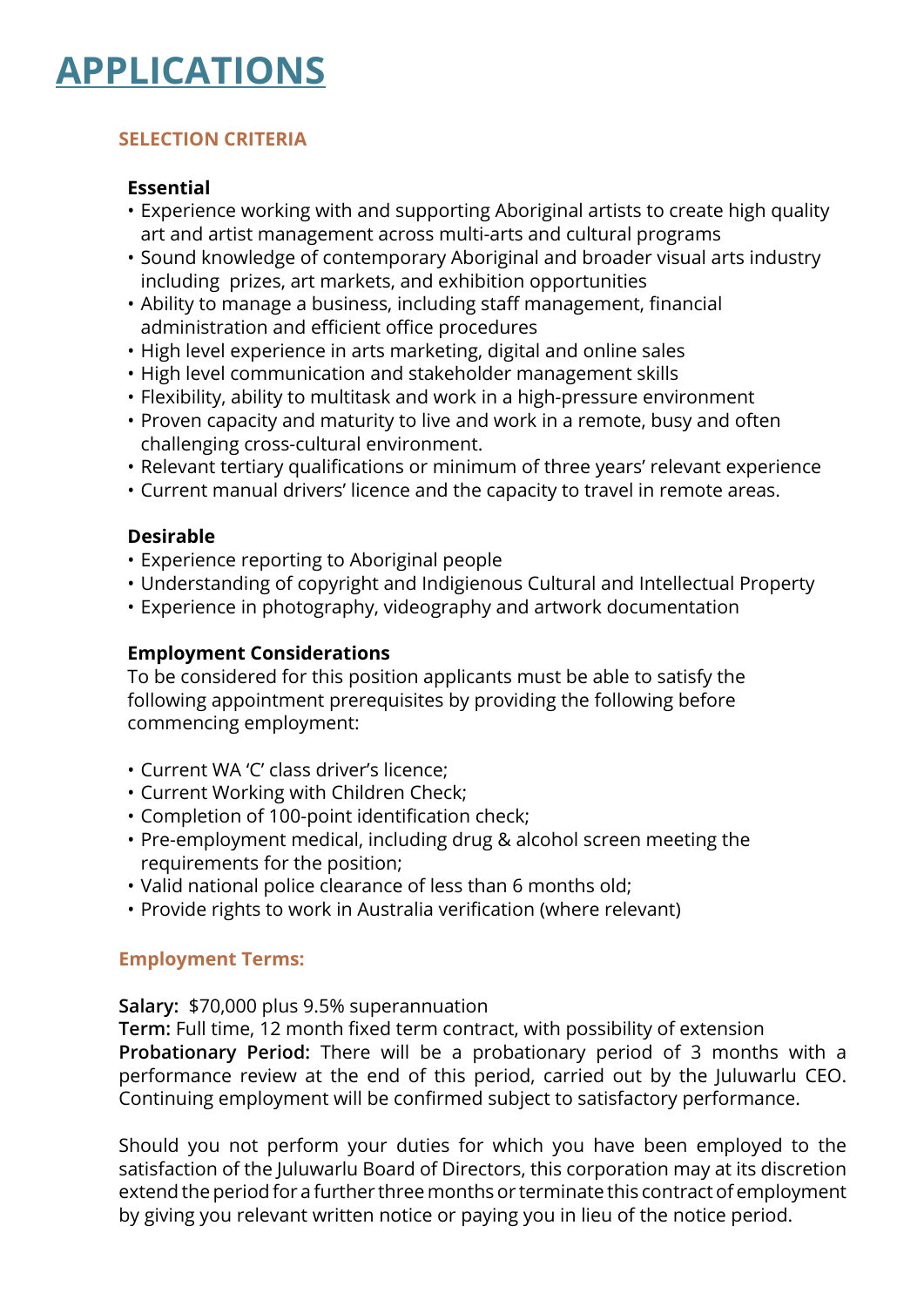# APPLICATIONS

## SELECTION CRITERIA

### Essential

- Experience working with and supporting Aboriginal artists to create high quality art and artist management across multi-arts and cultural programs
- Sound knowledge of contemporary Aboriginal and broader visual arts industry including prizes, art markets, and exhibition opportunities
- Ability to manage a business, including staff management, financial administration and efficient office procedures
- High level experience in arts marketing, digital and online sales
- High level communication and stakeholder management skills
- Flexibility, ability to multitask and work in a high-pressure environment
- Proven capacity and maturity to live and work in a remote, busy and often challenging cross-cultural environment.
- Relevant tertiary qualifications or minimum of three years' relevant experience
- Current manual drivers' licence and the capacity to travel in remote areas.

### Desirable

- Experience reporting to Aboriginal people
- Understanding of copyright and Indigienous Cultural and Intellectual Property
- Experience in photography, videography and artwork documentation

### Employment Considerations

To be considered for this position applicants must be able to satisfy the following appointment prerequisites by providing the following before commencing employment:

- Current WA 'C' class driver's licence;
- Current Working with Children Check;
- Completion of 100-point identification check;
- Pre-employment medical, including drug & alcohol screen meeting the requirements for the position;
- Valid national police clearance of less than 6 months old;
- Provide rights to work in Australia verification (where relevant)

## Employment Terms:

**Salary:** $70,000 plus 9.5% superannuation
**Term:** Full time, 12 month fixed term contract, with possibility of extension
**Probationary Period:** There will be a probationary period of 3 months with a performance review at the end of this period, carried out by the Juluwarlu CEO. Continuing employment will be confirmed subject to satisfactory performance.

Should you not perform your duties for which you have been employed to the satisfaction of the Juluwarlu Board of Directors, this corporation may at its discretion extend the period for a further three months or terminate this contract of employment by giving you relevant written notice or paying you in lieu of the notice period.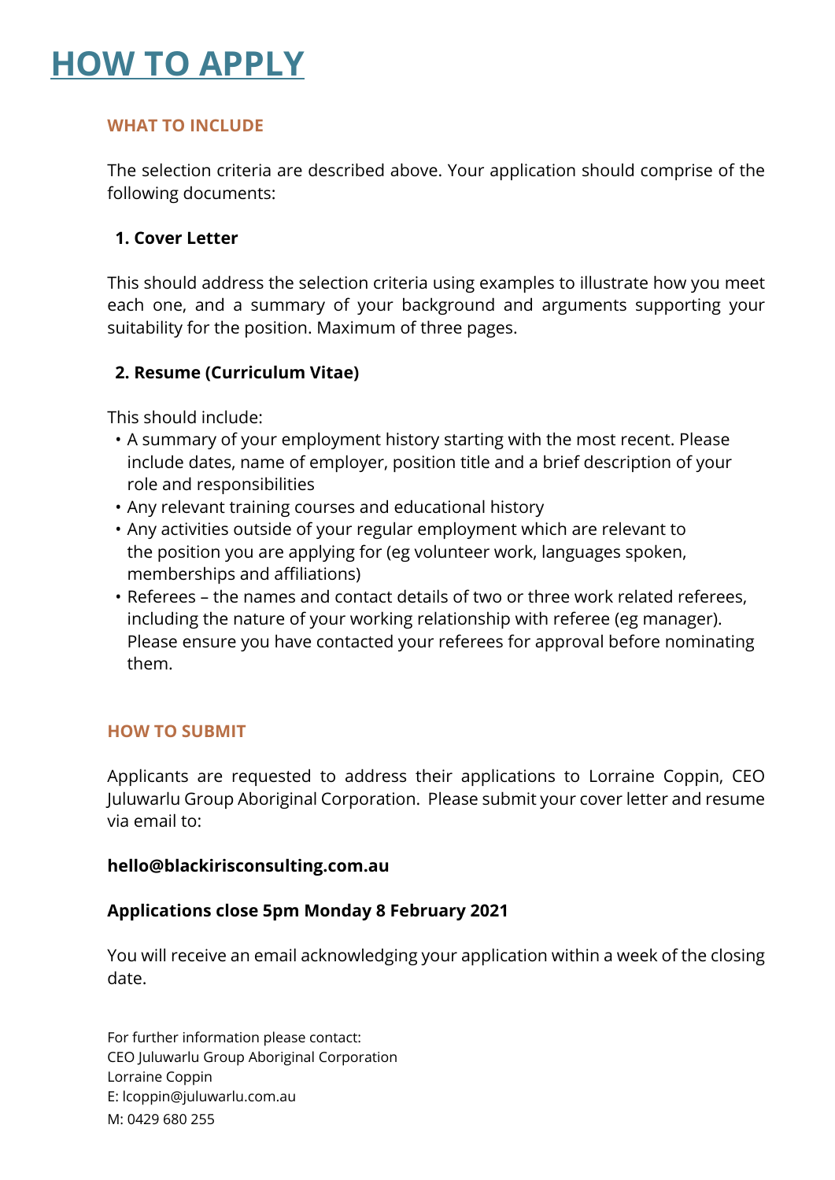# HOW TO APPLY

## WHAT TO INCLUDE

The selection criteria are described above. Your application should comprise of the following documents:

### 1. Cover Letter

This should address the selection criteria using examples to illustrate how you meet each one, and a summary of your background and arguments supporting your suitability for the position. Maximum of three pages.

### 2. Resume (Curriculum Vitae)

This should include:

- A summary of your employment history starting with the most recent. Please include dates, name of employer, position title and a brief description of your role and responsibilities
- Any relevant training courses and educational history
- Any activities outside of your regular employment which are relevant to the position you are applying for (eg volunteer work, languages spoken, memberships and affiliations)
- Referees – the names and contact details of two or three work related referees, including the nature of your working relationship with referee (eg manager). Please ensure you have contacted your referees for approval before nominating them.

## HOW TO SUBMIT

Applicants are requested to address their applications to Lorraine Coppin, CEO Juluwarlu Group Aboriginal Corporation. Please submit your cover letter and resume via email to:

**hello@blackirisconsulting.com.au**

**Applications close 5pm Monday 8 February 2021**

You will receive an email acknowledging your application within a week of the closing date.

For further information please contact:
CEO Juluwarlu Group Aboriginal Corporation
Lorraine Coppin
E: lcoppin@juluwarlu.com.au
M: 0429 680 255